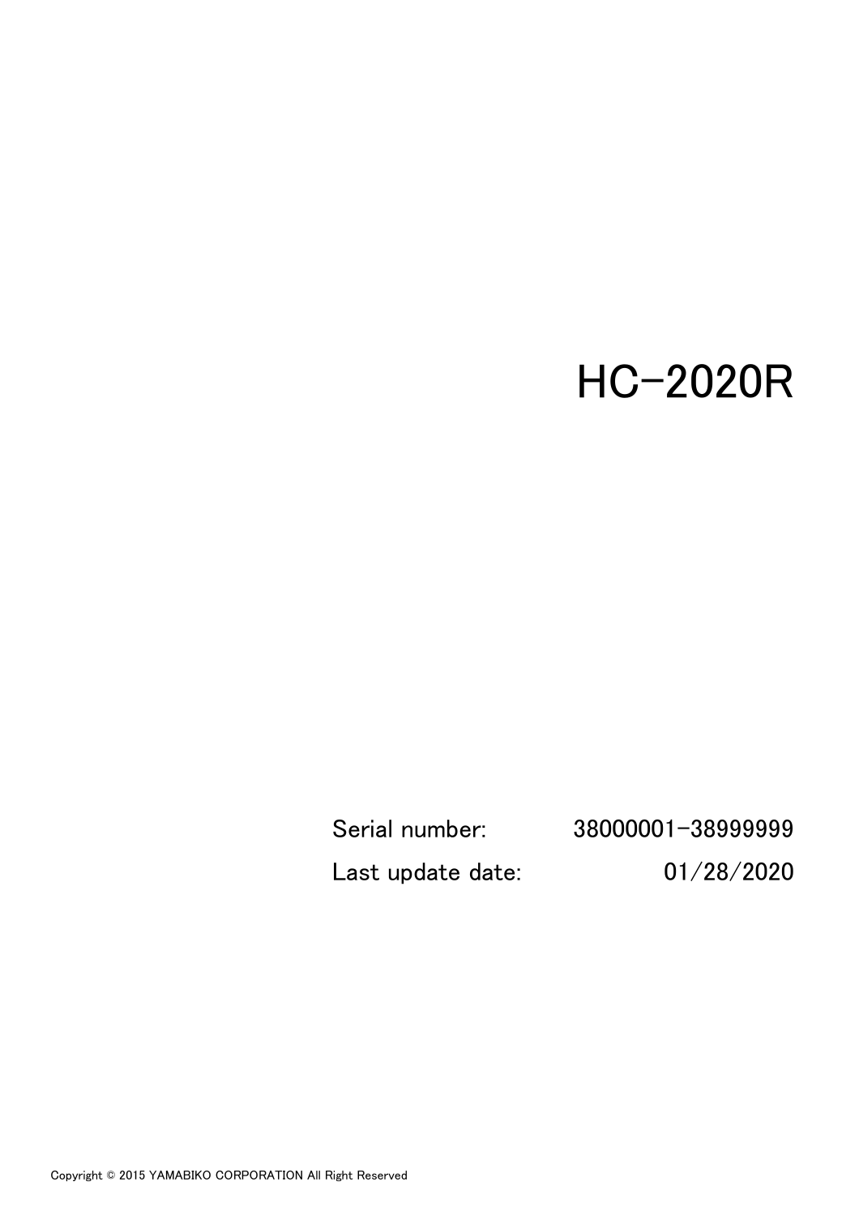# HC-2020R

| Serial number: | 38000001-38999999 |
| --- | --- |
| Last update date: | 01/28/2020 |

Copyright © 2015 YAMABIKO CORPORATION All Right Reserved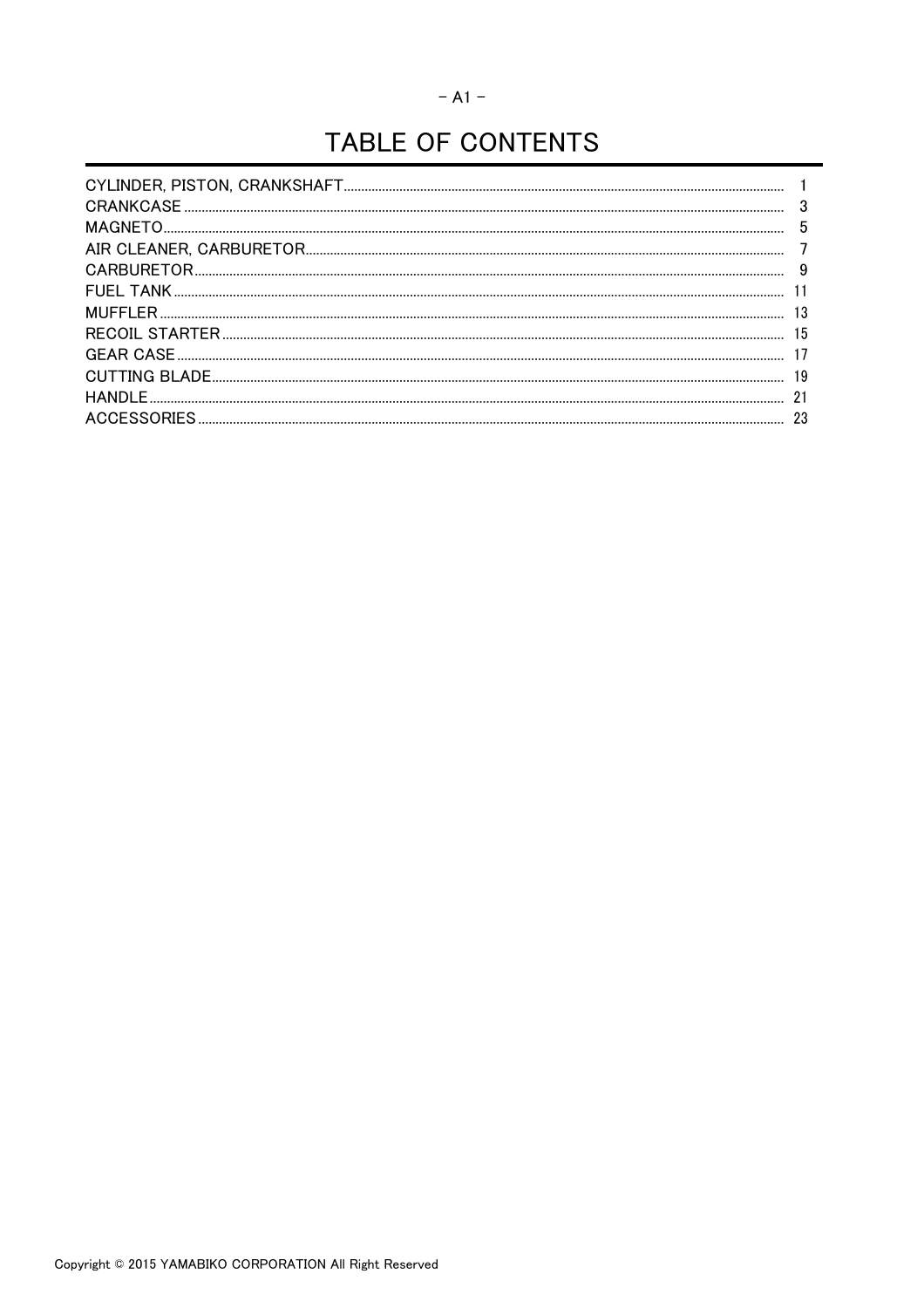# TABLE OF CONTENTS

| | |
|---|---|
| CYLINDER, PISTON, CRANKSHAFT | 1 |
| CRANKCASE | 3 |
| MAGNETO | 5 |
| AIR CLEANER, CARBURETOR | 7 |
| CARBURETOR | 9 |
| FUEL TANK | 11 |
| MUFFLER | 13 |
| RECOIL STARTER | 15 |
| GEAR CASE | 17 |
| CUTTING BLADE | 19 |
| HANDLE | 21 |
| ACCESSORIES | 23 |

Copyright © 2015 YAMABIKO CORPORATION All Right Reserved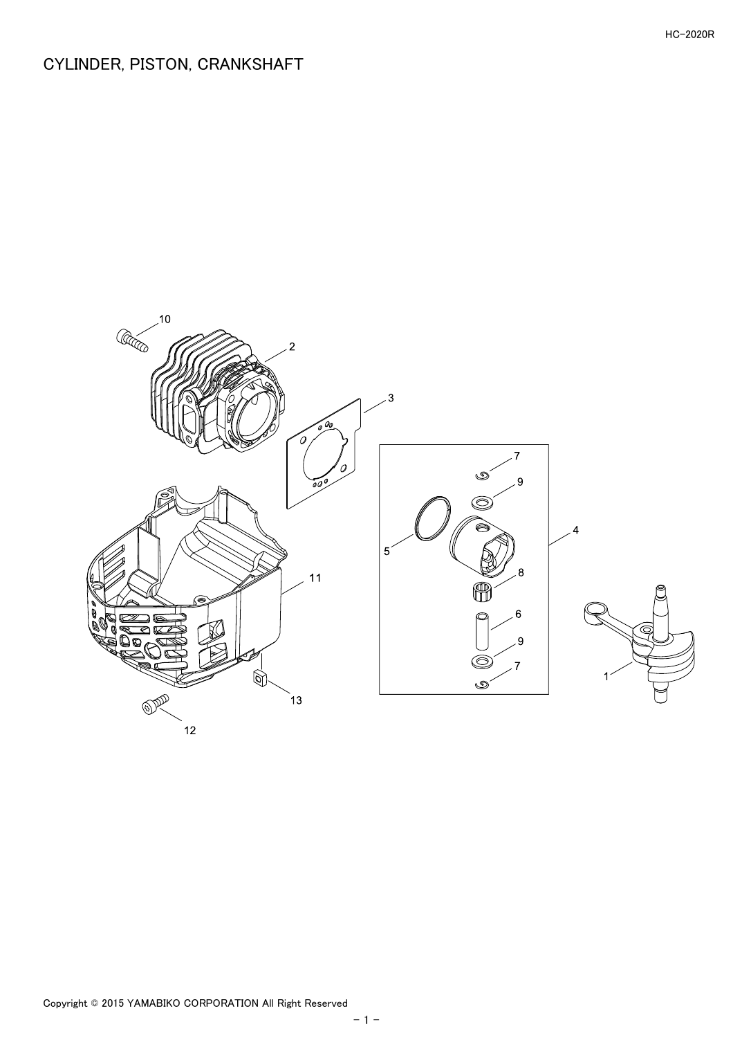# CYLINDER, PISTON, CRANKSHAFT

Copyright © 2015 YAMABIKO CORPORATION All Right Reserved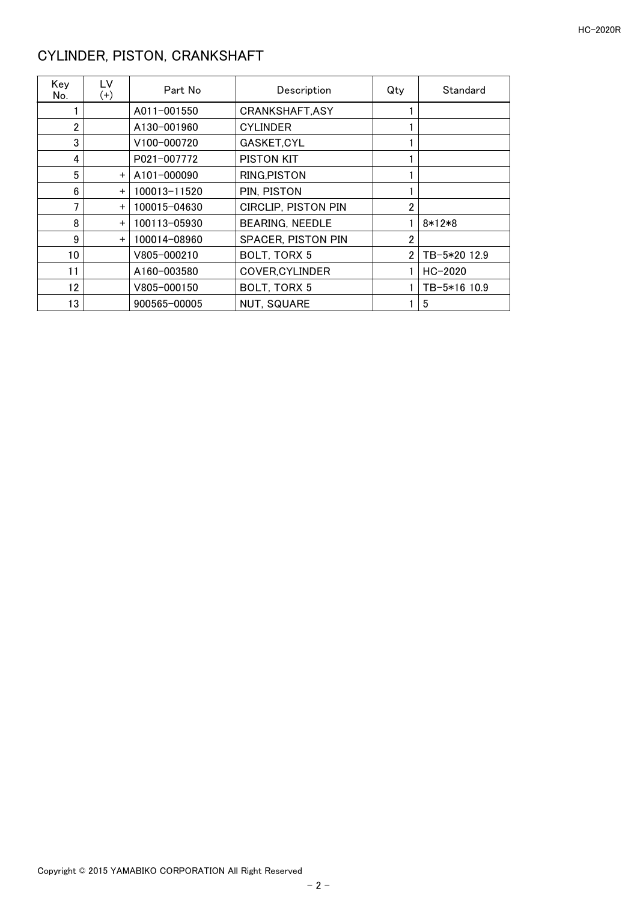## CYLINDER, PISTON, CRANKSHAFT

| Key No. | LV (+) | Part No | Description | Qty | Standard |
|---|---|---|---|---|---|
| 1 | | A011-001550 | CRANKSHAFT,ASY | 1 | |
| 2 | | A130-001960 | CYLINDER | 1 | |
| 3 | | V100-000720 | GASKET,CYL | 1 | |
| 4 | | P021-007772 | PISTON KIT | 1 | |
| 5 | + | A101-000090 | RING,PISTON | 1 | |
| 6 | + | 100013-11520 | PIN, PISTON | 1 | |
| 7 | + | 100015-04630 | CIRCLIP, PISTON PIN | 2 | |
| 8 | + | 100113-05930 | BEARING, NEEDLE | 1 | 8*12*8 |
| 9 | + | 100014-08960 | SPACER, PISTON PIN | 2 | |
| 10 | | V805-000210 | BOLT, TORX 5 | 2 | TB-5*20 12.9 |
| 11 | | A160-003580 | COVER,CYLINDER | 1 | HC-2020 |
| 12 | | V805-000150 | BOLT, TORX 5 | 1 | TB-5*16 10.9 |
| 13 | | 900565-00005 | NUT, SQUARE | 1 | 5 |

Copyright © 2015 YAMABIKO CORPORATION All Right Reserved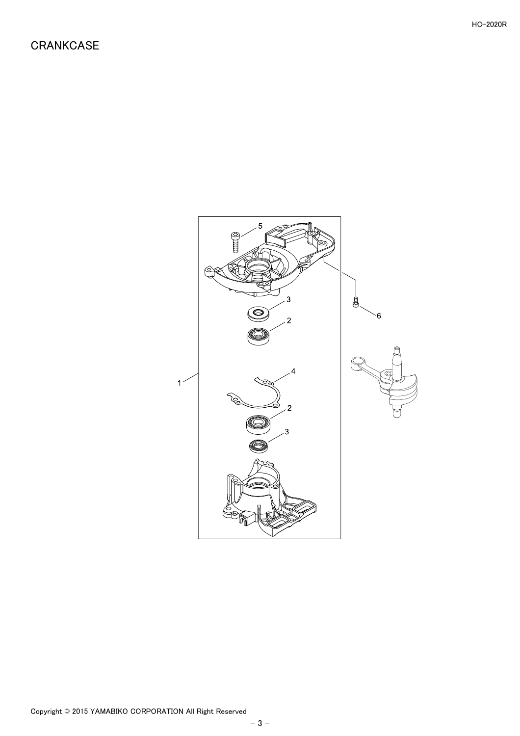# CRANKCASE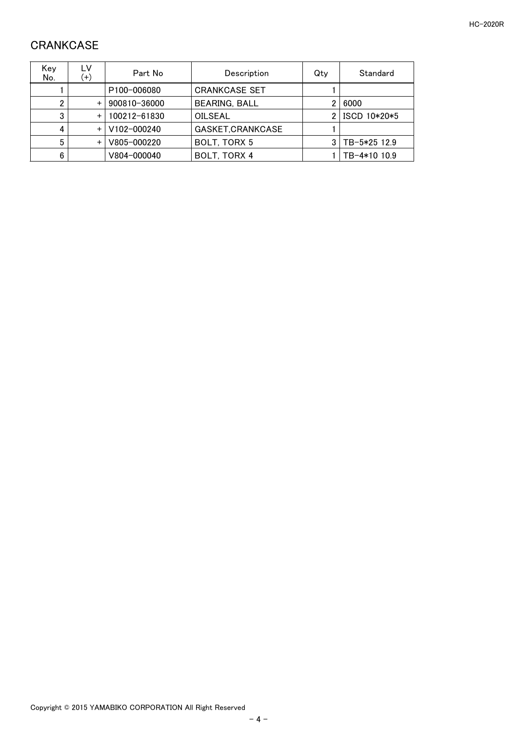## CRANKCASE

| Key No. | LV (+) | Part No | Description | Qty | Standard |
|---|---|---|---|---|---|
| 1 | | P100-006080 | CRANKCASE SET | 1 | |
| 2 | + | 900810-36000 | BEARING, BALL | 2 | 6000 |
| 3 | + | 100212-61830 | OILSEAL | 2 | ISCD 10*20*5 |
| 4 | + | V102-000240 | GASKET,CRANKCASE | 1 | |
| 5 | + | V805-000220 | BOLT, TORX 5 | 3 | TB-5*25 12.9 |
| 6 | | V804-000040 | BOLT, TORX 4 | 1 | TB-4*10 10.9 |

Copyright © 2015 YAMABIKO CORPORATION All Right Reserved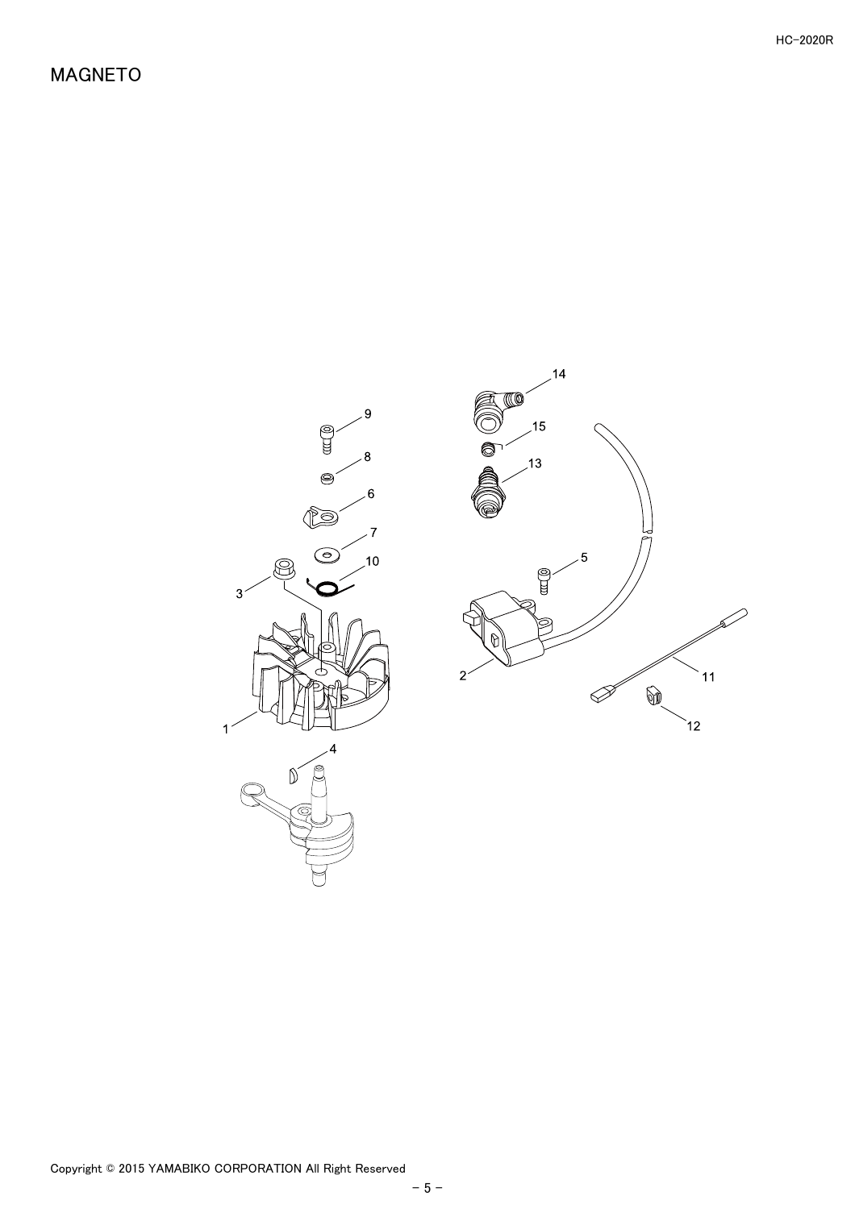# MAGNETO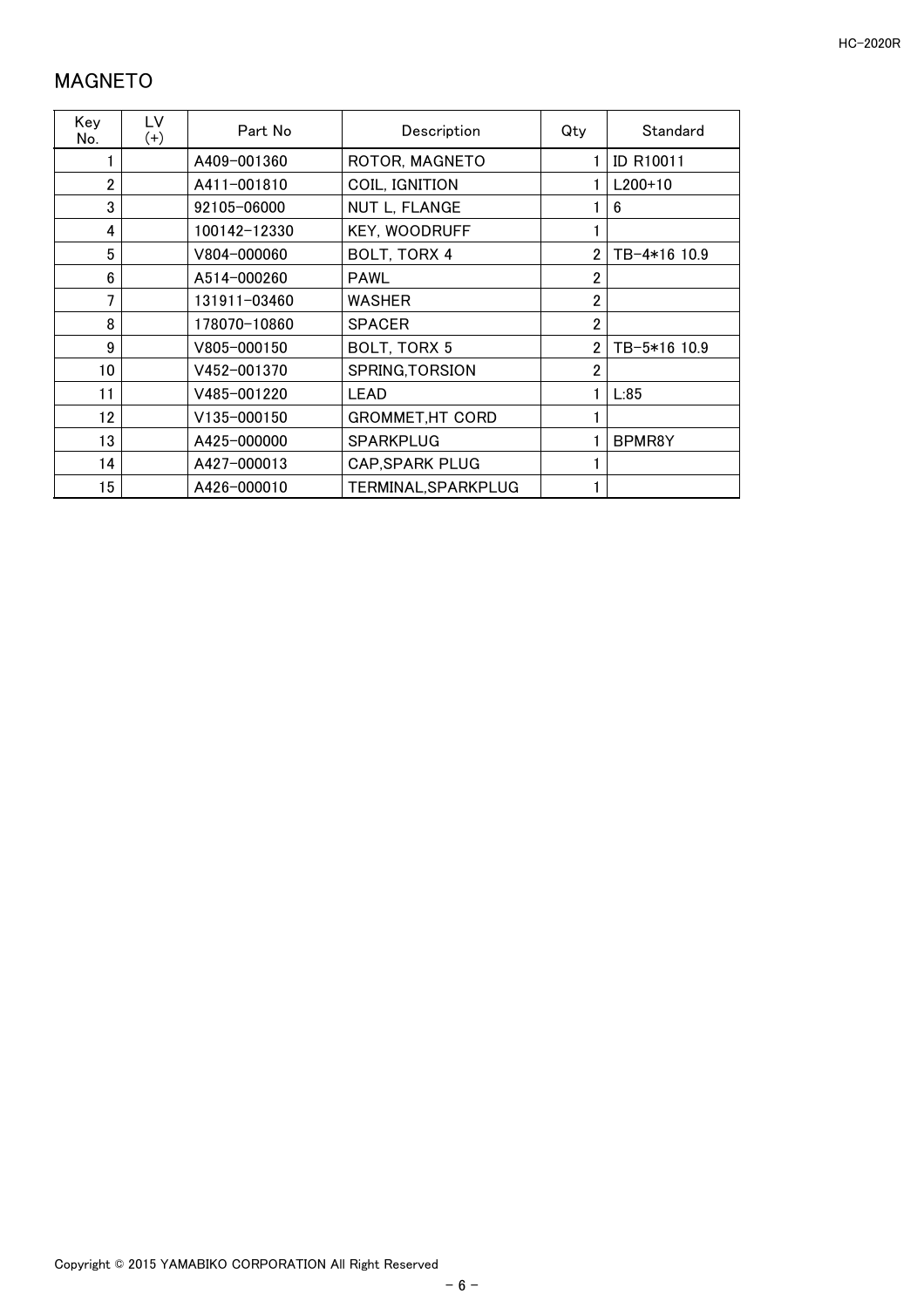## MAGNETO

| Key No. | LV (+) | Part No | Description | Qty | Standard |
|---|---|---|---|---|---|
| 1 | | A409-001360 | ROTOR, MAGNETO | 1 | ID R10011 |
| 2 | | A411-001810 | COIL, IGNITION | 1 | L200+10 |
| 3 | | 92105-06000 | NUT L, FLANGE | 1 | 6 |
| 4 | | 100142-12330 | KEY, WOODRUFF | 1 | |
| 5 | | V804-000060 | BOLT, TORX 4 | 2 | TB-4*16 10.9 |
| 6 | | A514-000260 | PAWL | 2 | |
| 7 | | 131911-03460 | WASHER | 2 | |
| 8 | | 178070-10860 | SPACER | 2 | |
| 9 | | V805-000150 | BOLT, TORX 5 | 2 | TB-5*16 10.9 |
| 10 | | V452-001370 | SPRING,TORSION | 2 | |
| 11 | | V485-001220 | LEAD | 1 | L:85 |
| 12 | | V135-000150 | GROMMET,HT CORD | 1 | |
| 13 | | A425-000000 | SPARKPLUG | 1 | BPMR8Y |
| 14 | | A427-000013 | CAP,SPARK PLUG | 1 | |
| 15 | | A426-000010 | TERMINAL,SPARKPLUG | 1 | |

Copyright © 2015 YAMABIKO CORPORATION All Right Reserved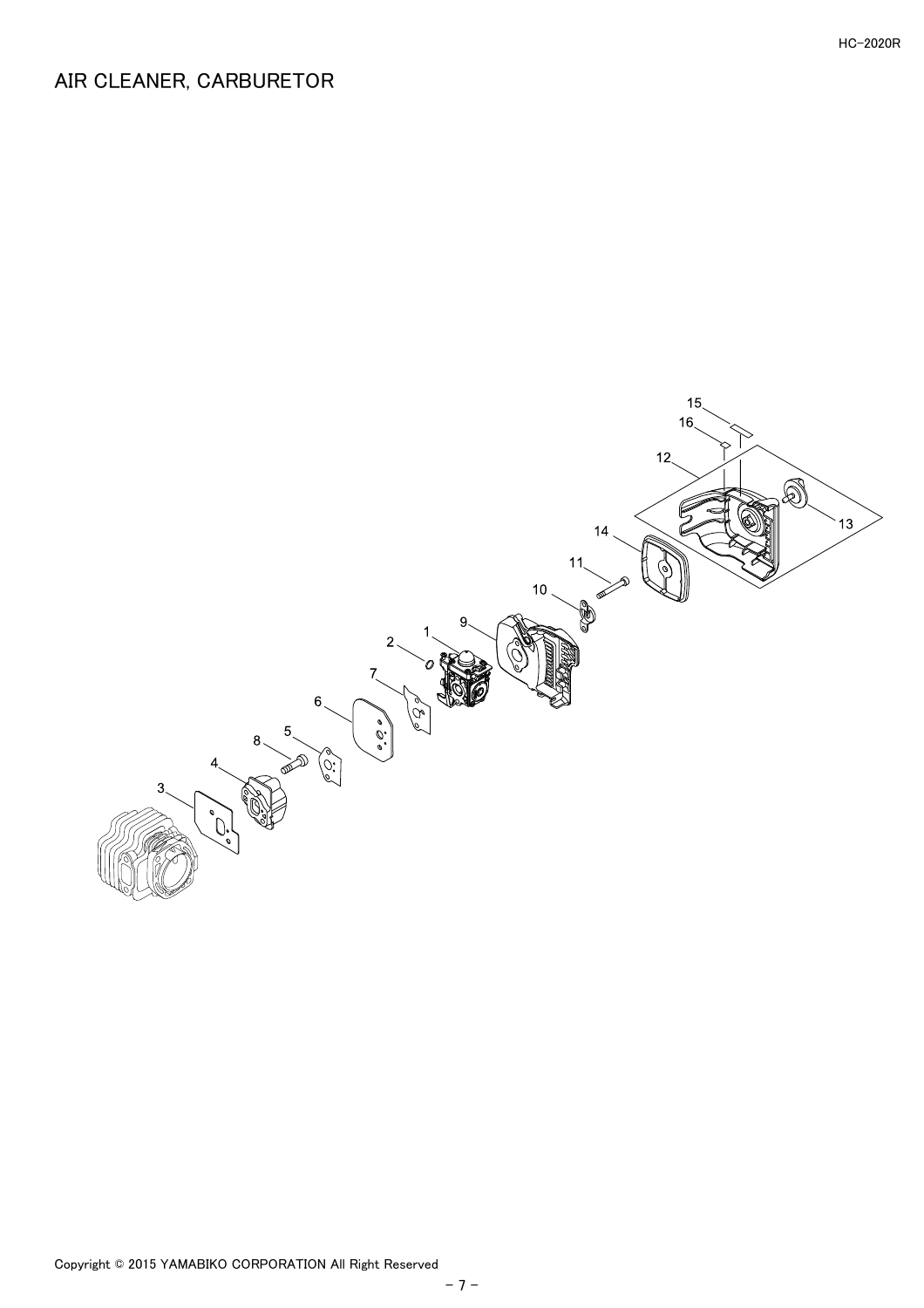# AIR CLEANER, CARBURETOR

15
16
12
13
14
11
10
9
1
2
7
6
5
8
4
3

Copyright © 2015 YAMABIKO CORPORATION All Right Reserved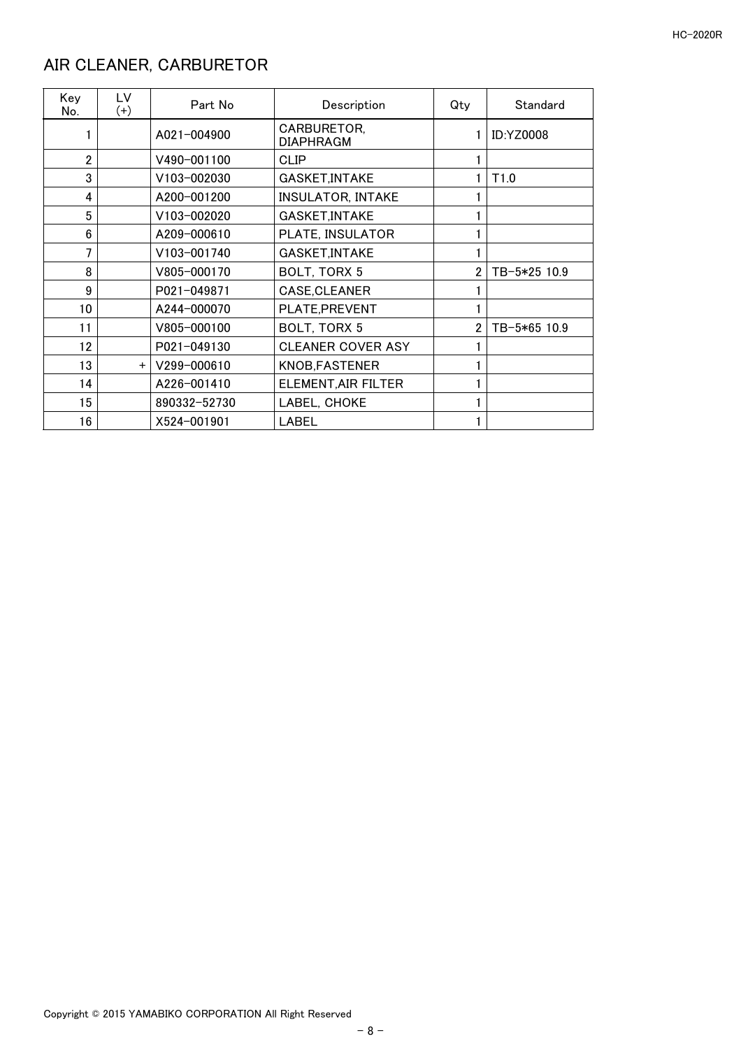## AIR CLEANER, CARBURETOR

| Key No. | LV (+) | Part No | Description | Qty | Standard |
|---|---|---|---|---|---|
| 1 | | A021-004900 | CARBURETOR, DIAPHRAGM | 1 | ID:YZ0008 |
| 2 | | V490-001100 | CLIP | 1 | |
| 3 | | V103-002030 | GASKET,INTAKE | 1 | T1.0 |
| 4 | | A200-001200 | INSULATOR, INTAKE | 1 | |
| 5 | | V103-002020 | GASKET,INTAKE | 1 | |
| 6 | | A209-000610 | PLATE, INSULATOR | 1 | |
| 7 | | V103-001740 | GASKET,INTAKE | 1 | |
| 8 | | V805-000170 | BOLT, TORX 5 | 2 | TB-5*25 10.9 |
| 9 | | P021-049871 | CASE,CLEANER | 1 | |
| 10 | | A244-000070 | PLATE,PREVENT | 1 | |
| 11 | | V805-000100 | BOLT, TORX 5 | 2 | TB-5*65 10.9 |
| 12 | | P021-049130 | CLEANER COVER ASY | 1 | |
| 13 | + | V299-000610 | KNOB,FASTENER | 1 | |
| 14 | | A226-001410 | ELEMENT,AIR FILTER | 1 | |
| 15 | | 890332-52730 | LABEL, CHOKE | 1 | |
| 16 | | X524-001901 | LABEL | 1 | |

Copyright © 2015 YAMABIKO CORPORATION All Right Reserved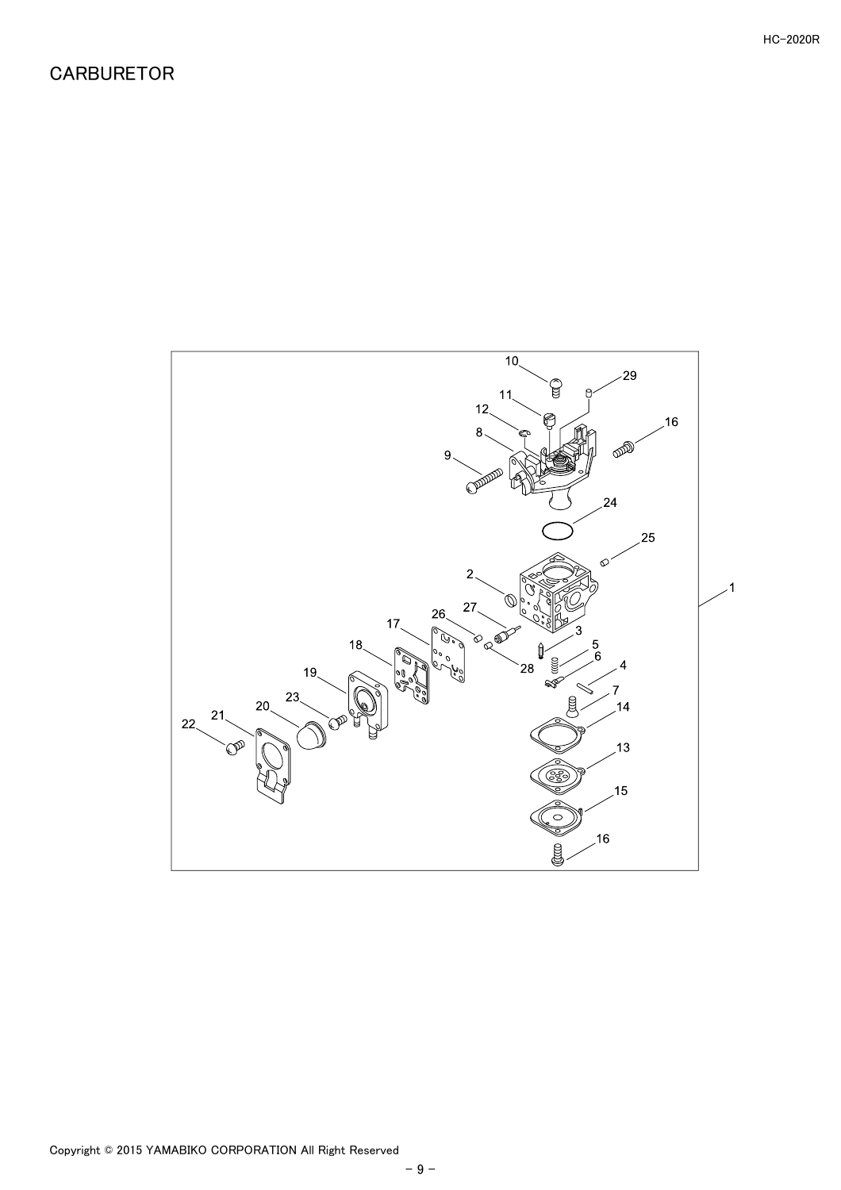# CARBURETOR

Copyright © 2015 YAMABIKO CORPORATION All Right Reserved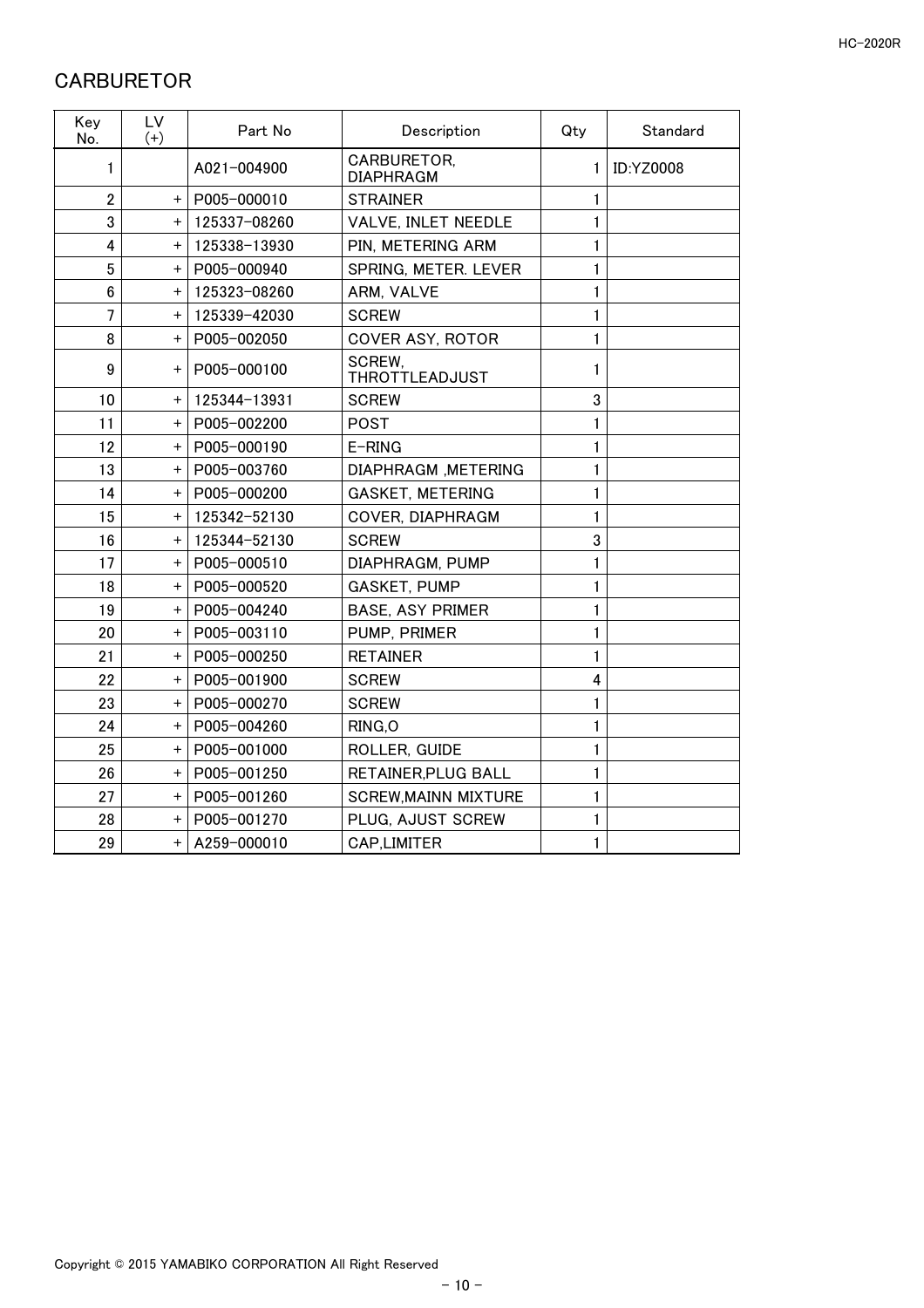# CARBURETOR

| Key No. | LV (+) | Part No | Description | Qty | Standard |
|---|---|---|---|---|---|
| 1 | | A021-004900 | CARBURETOR, DIAPHRAGM | 1 | ID:YZ0008 |
| 2 | + | P005-000010 | STRAINER | 1 | |
| 3 | + | 125337-08260 | VALVE, INLET NEEDLE | 1 | |
| 4 | + | 125338-13930 | PIN, METERING ARM | 1 | |
| 5 | + | P005-000940 | SPRING, METER. LEVER | 1 | |
| 6 | + | 125323-08260 | ARM, VALVE | 1 | |
| 7 | + | 125339-42030 | SCREW | 1 | |
| 8 | + | P005-002050 | COVER ASY, ROTOR | 1 | |
| 9 | + | P005-000100 | SCREW, THROTTLEADJUST | 1 | |
| 10 | + | 125344-13931 | SCREW | 3 | |
| 11 | + | P005-002200 | POST | 1 | |
| 12 | + | P005-000190 | E-RING | 1 | |
| 13 | + | P005-003760 | DIAPHRAGM ,METERING | 1 | |
| 14 | + | P005-000200 | GASKET, METERING | 1 | |
| 15 | + | 125342-52130 | COVER, DIAPHRAGM | 1 | |
| 16 | + | 125344-52130 | SCREW | 3 | |
| 17 | + | P005-000510 | DIAPHRAGM, PUMP | 1 | |
| 18 | + | P005-000520 | GASKET, PUMP | 1 | |
| 19 | + | P005-004240 | BASE, ASY PRIMER | 1 | |
| 20 | + | P005-003110 | PUMP, PRIMER | 1 | |
| 21 | + | P005-000250 | RETAINER | 1 | |
| 22 | + | P005-001900 | SCREW | 4 | |
| 23 | + | P005-000270 | SCREW | 1 | |
| 24 | + | P005-004260 | RING,O | 1 | |
| 25 | + | P005-001000 | ROLLER, GUIDE | 1 | |
| 26 | + | P005-001250 | RETAINER,PLUG BALL | 1 | |
| 27 | + | P005-001260 | SCREW,MAINN MIXTURE | 1 | |
| 28 | + | P005-001270 | PLUG, AJUST SCREW | 1 | |
| 29 | + | A259-000010 | CAP,LIMITER | 1 | |

Copyright © 2015 YAMABIKO CORPORATION All Right Reserved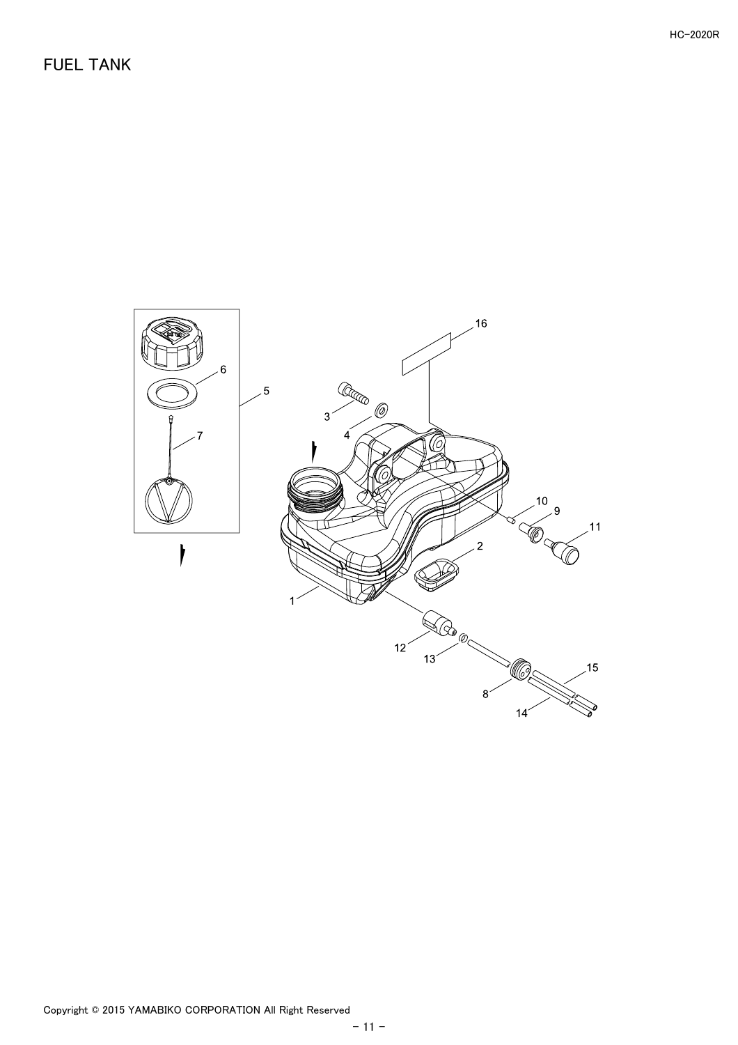# FUEL TANK

1
2
3
4
5
6
7
8
9
10
11
12
13
14
15
16

Copyright © 2015 YAMABIKO CORPORATION All Right Reserved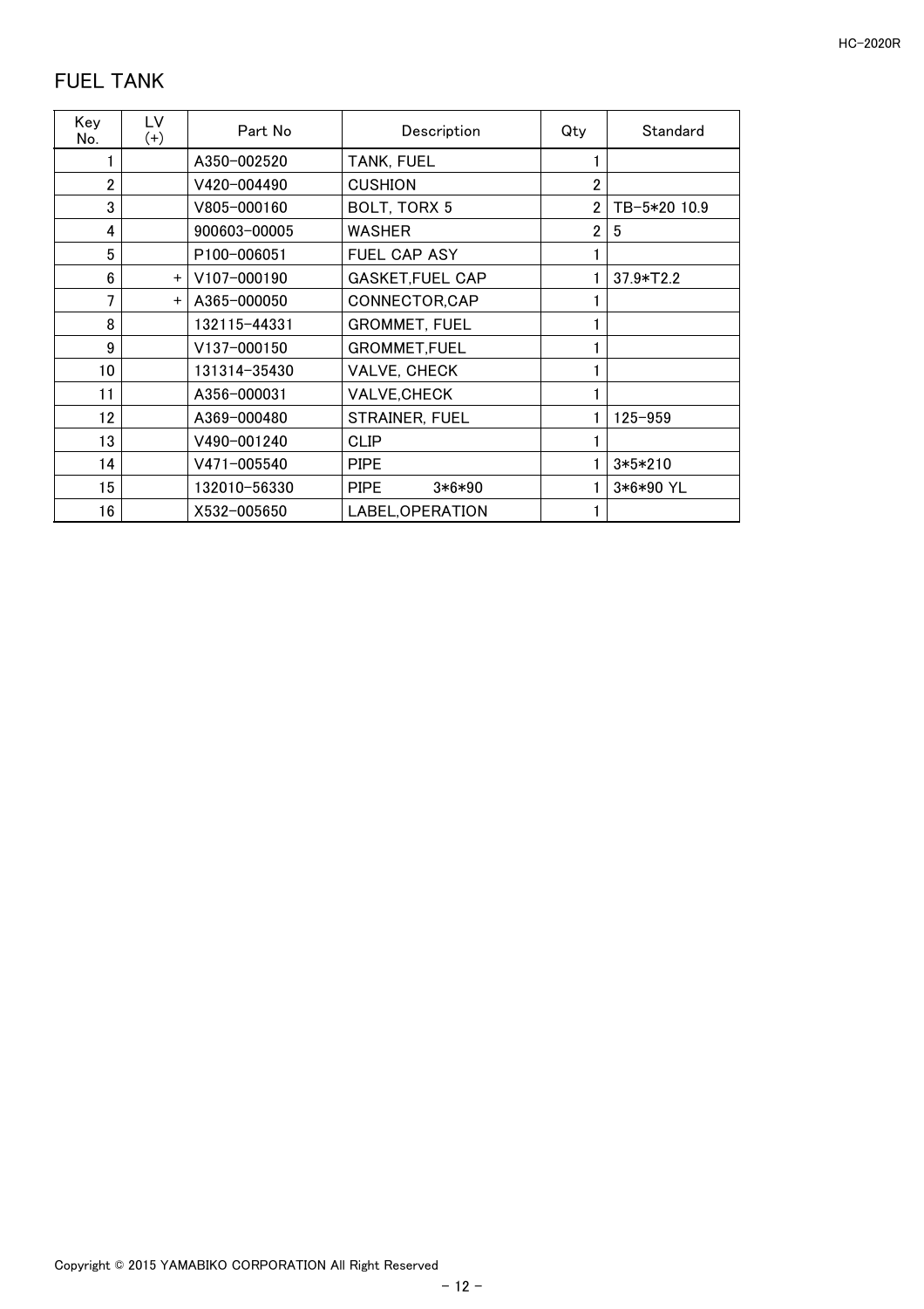# FUEL TANK

| Key No. | LV (+) | Part No | Description | Qty | Standard |
|---|---|---|---|---|---|
| 1 | | A350-002520 | TANK, FUEL | 1 | |
| 2 | | V420-004490 | CUSHION | 2 | |
| 3 | | V805-000160 | BOLT, TORX 5 | 2 | TB-5*20 10.9 |
| 4 | | 900603-00005 | WASHER | 2 | 5 |
| 5 | | P100-006051 | FUEL CAP ASY | 1 | |
| 6 | + | V107-000190 | GASKET,FUEL CAP | 1 | 37.9*T2.2 |
| 7 | + | A365-000050 | CONNECTOR,CAP | 1 | |
| 8 | | 132115-44331 | GROMMET, FUEL | 1 | |
| 9 | | V137-000150 | GROMMET,FUEL | 1 | |
| 10 | | 131314-35430 | VALVE, CHECK | 1 | |
| 11 | | A356-000031 | VALVE,CHECK | 1 | |
| 12 | | A369-000480 | STRAINER, FUEL | 1 | 125-959 |
| 13 | | V490-001240 | CLIP | 1 | |
| 14 | | V471-005540 | PIPE | 1 | 3*5*210 |
| 15 | | 132010-56330 | PIPE 3*6*90 | 1 | 3*6*90 YL |
| 16 | | X532-005650 | LABEL,OPERATION | 1 | |

Copyright © 2015 YAMABIKO CORPORATION All Right Reserved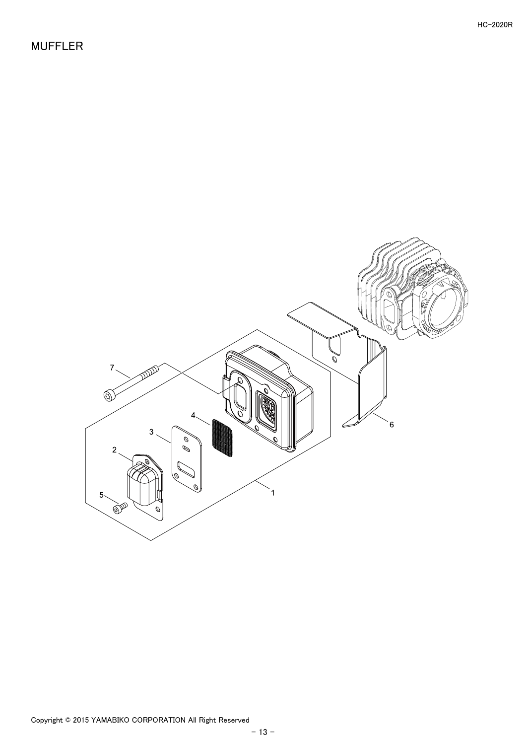# MUFFLER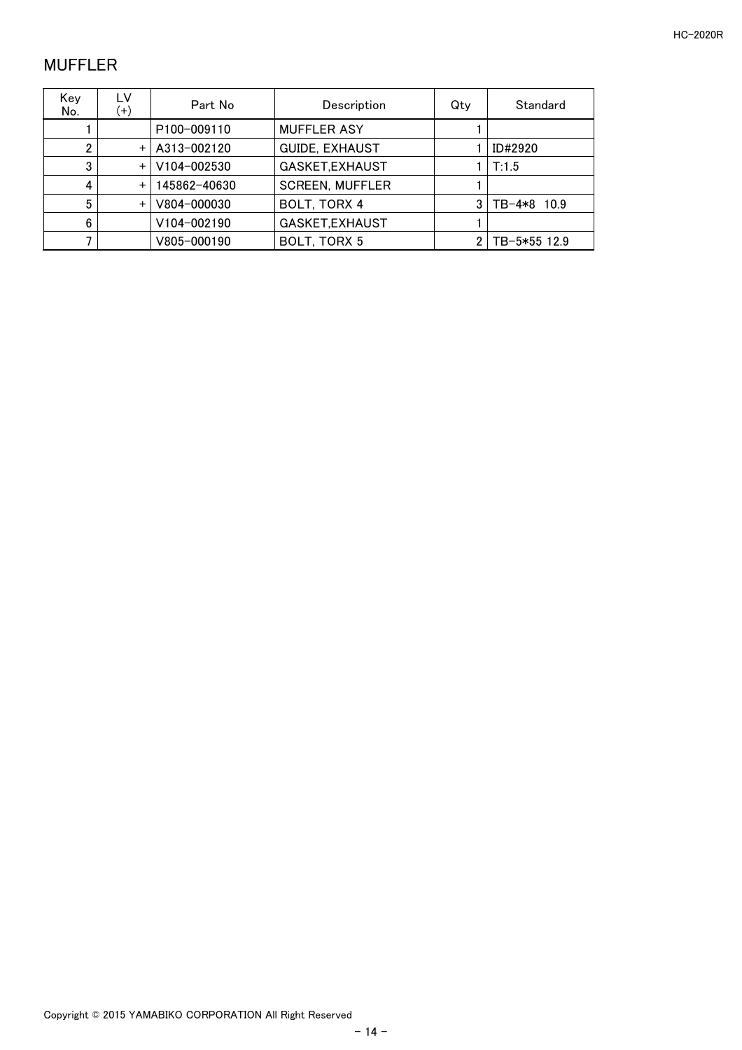# MUFFLER

| Key No. | LV (+) | Part No | Description | Qty | Standard |
|---|---|---|---|---|---|
| 1 | | P100-009110 | MUFFLER ASY | 1 | |
| 2 | + | A313-002120 | GUIDE, EXHAUST | 1 | ID#2920 |
| 3 | + | V104-002530 | GASKET,EXHAUST | 1 | T:1.5 |
| 4 | + | 145862-40630 | SCREEN, MUFFLER | 1 | |
| 5 | + | V804-000030 | BOLT, TORX 4 | 3 | TB-4*8 10.9 |
| 6 | | V104-002190 | GASKET,EXHAUST | 1 | |
| 7 | | V805-000190 | BOLT, TORX 5 | 2 | TB-5*55 12.9 |

Copyright © 2015 YAMABIKO CORPORATION All Right Reserved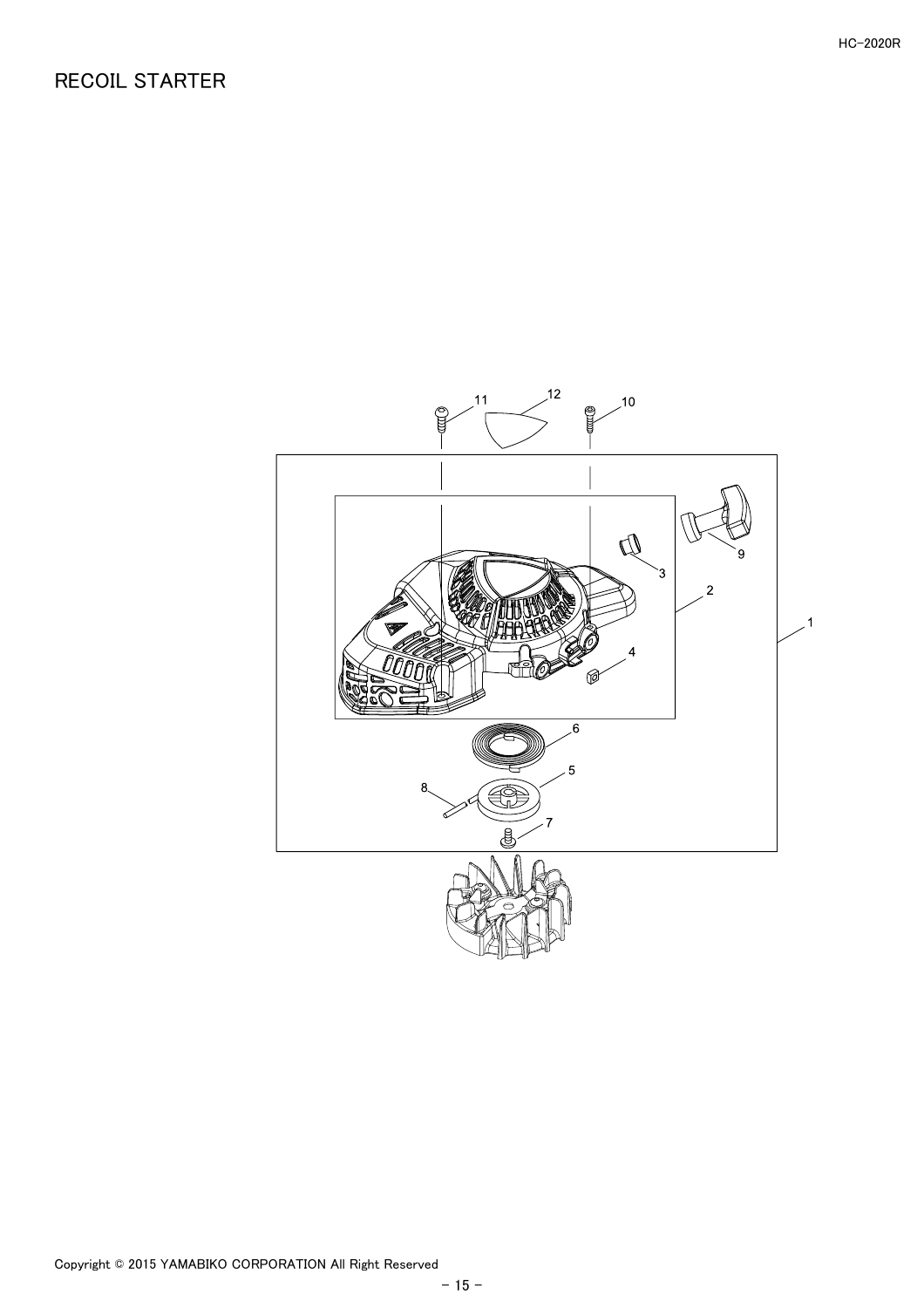# RECOIL STARTER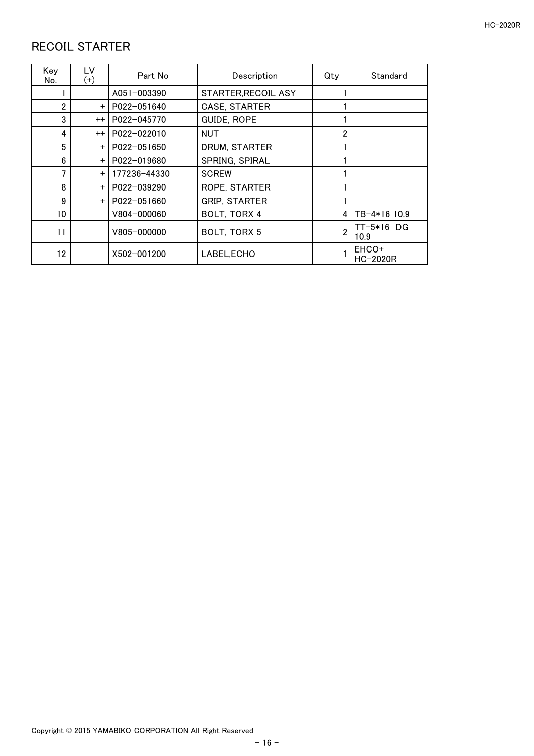## RECOIL STARTER

| Key No. | LV (+) | Part No | Description | Qty | Standard |
|---|---|---|---|---|---|
| 1 | | A051-003390 | STARTER,RECOIL ASY | 1 | |
| 2 | + | P022-051640 | CASE, STARTER | 1 | |
| 3 | ++ | P022-045770 | GUIDE, ROPE | 1 | |
| 4 | ++ | P022-022010 | NUT | 2 | |
| 5 | + | P022-051650 | DRUM, STARTER | 1 | |
| 6 | + | P022-019680 | SPRING, SPIRAL | 1 | |
| 7 | + | 177236-44330 | SCREW | 1 | |
| 8 | + | P022-039290 | ROPE, STARTER | 1 | |
| 9 | + | P022-051660 | GRIP, STARTER | 1 | |
| 10 | | V804-000060 | BOLT, TORX 4 | 4 | TB-4*16 10.9 |
| 11 | | V805-000000 | BOLT, TORX 5 | 2 | TT-5*16 DG 10.9 |
| 12 | | X502-001200 | LABEL,ECHO | 1 | EHCO+ HC-2020R |

Copyright © 2015 YAMABIKO CORPORATION All Right Reserved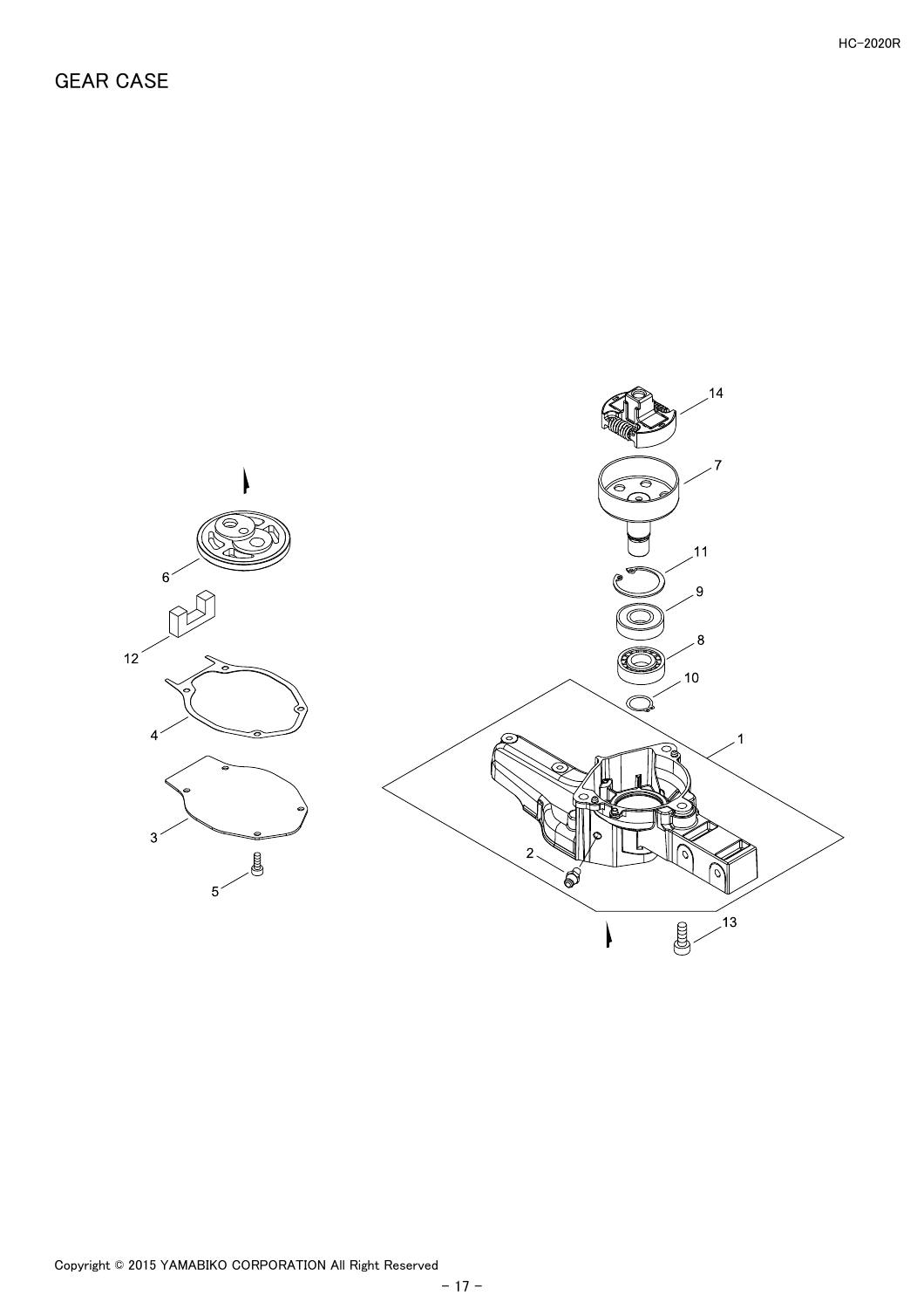# GEAR CASE

Copyright © 2015 YAMABIKO CORPORATION All Right Reserved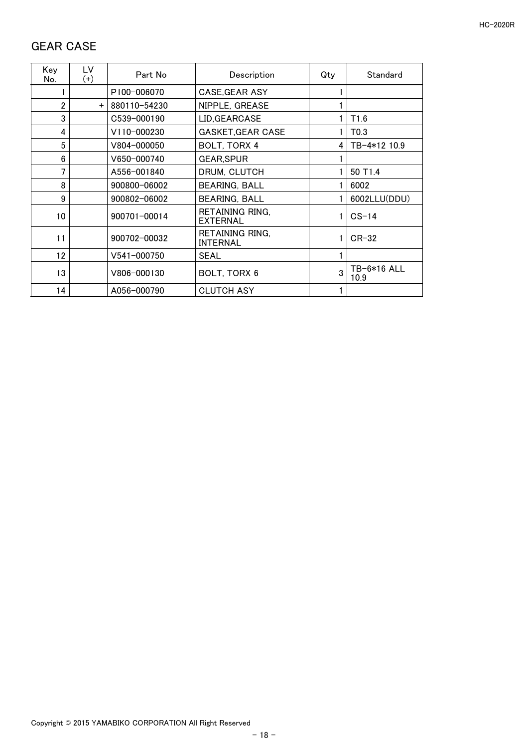## GEAR CASE

| Key No. | LV (+) | Part No | Description | Qty | Standard |
|---|---|---|---|---|---|
| 1 | | P100-006070 | CASE,GEAR ASY | 1 | |
| 2 | + | 880110-54230 | NIPPLE, GREASE | 1 | |
| 3 | | C539-000190 | LID,GEARCASE | 1 | T1.6 |
| 4 | | V110-000230 | GASKET,GEAR CASE | 1 | T0.3 |
| 5 | | V804-000050 | BOLT, TORX 4 | 4 | TB-4*12 10.9 |
| 6 | | V650-000740 | GEAR,SPUR | 1 | |
| 7 | | A556-001840 | DRUM, CLUTCH | 1 | 50 T1.4 |
| 8 | | 900800-06002 | BEARING, BALL | 1 | 6002 |
| 9 | | 900802-06002 | BEARING, BALL | 1 | 6002LLU(DDU) |
| 10 | | 900701-00014 | RETAINING RING, EXTERNAL | 1 | CS-14 |
| 11 | | 900702-00032 | RETAINING RING, INTERNAL | 1 | CR-32 |
| 12 | | V541-000750 | SEAL | 1 | |
| 13 | | V806-000130 | BOLT, TORX 6 | 3 | TB-6*16 ALL 10.9 |
| 14 | | A056-000790 | CLUTCH ASY | 1 | |

Copyright © 2015 YAMABIKO CORPORATION All Right Reserved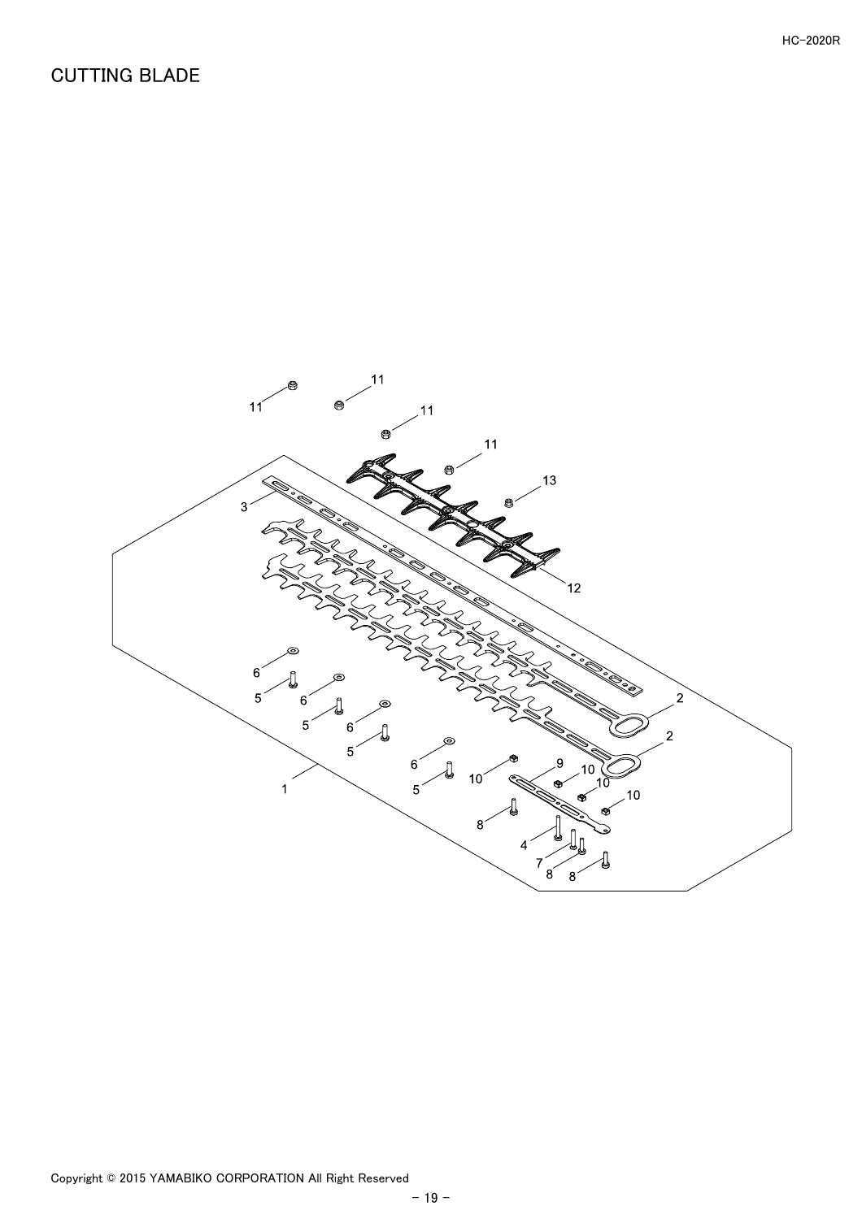# CUTTING BLADE

Copyright © 2015 YAMABIKO CORPORATION All Right Reserved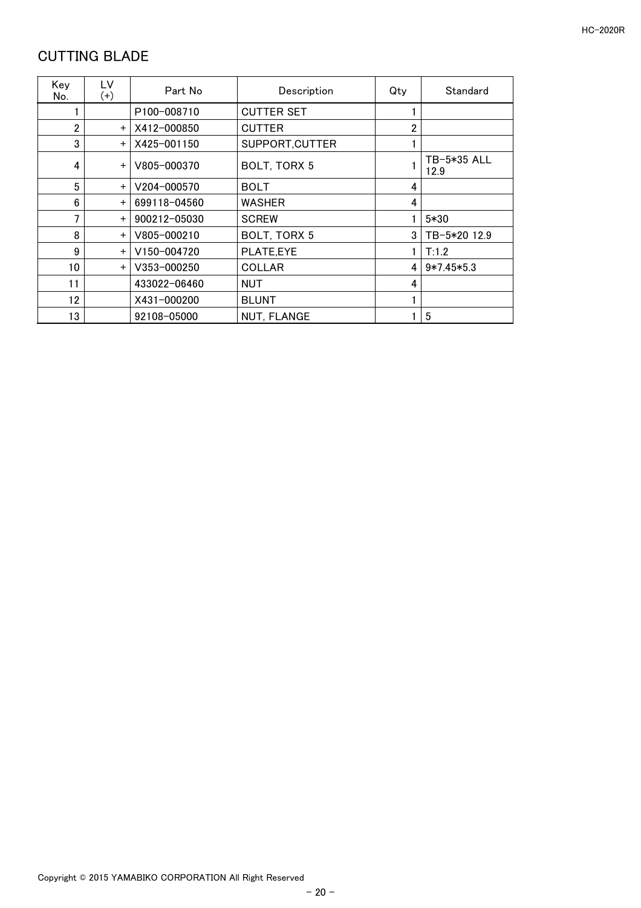## CUTTING BLADE

| Key No. | LV (+) | Part No | Description | Qty | Standard |
|---|---|---|---|---|---|
| 1 | | P100-008710 | CUTTER SET | 1 | |
| 2 | + | X412-000850 | CUTTER | 2 | |
| 3 | + | X425-001150 | SUPPORT,CUTTER | 1 | |
| 4 | + | V805-000370 | BOLT, TORX 5 | 1 | TB-5*35 ALL 12.9 |
| 5 | + | V204-000570 | BOLT | 4 | |
| 6 | + | 699118-04560 | WASHER | 4 | |
| 7 | + | 900212-05030 | SCREW | 1 | 5*30 |
| 8 | + | V805-000210 | BOLT, TORX 5 | 3 | TB-5*20 12.9 |
| 9 | + | V150-004720 | PLATE,EYE | 1 | T:1.2 |
| 10 | + | V353-000250 | COLLAR | 4 | 9*7.45*5.3 |
| 11 | | 433022-06460 | NUT | 4 | |
| 12 | | X431-000200 | BLUNT | 1 | |
| 13 | | 92108-05000 | NUT, FLANGE | 1 | 5 |

Copyright © 2015 YAMABIKO CORPORATION All Right Reserved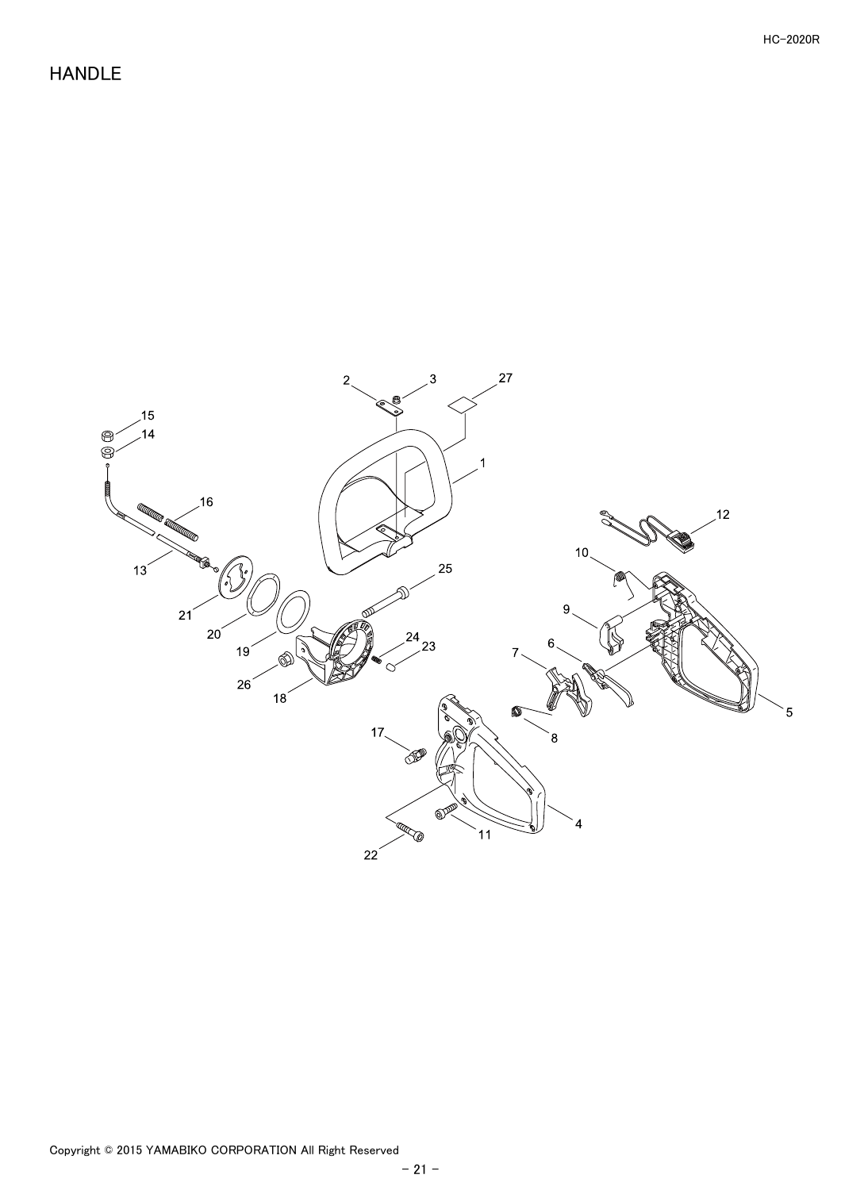# HANDLE

2 3 27

15
14

1

16

12

13

10

25

21

20

9

19

24
23

6
7

26

18

5

8

17

4

11

22

Copyright © 2015 YAMABIKO CORPORATION All Right Reserved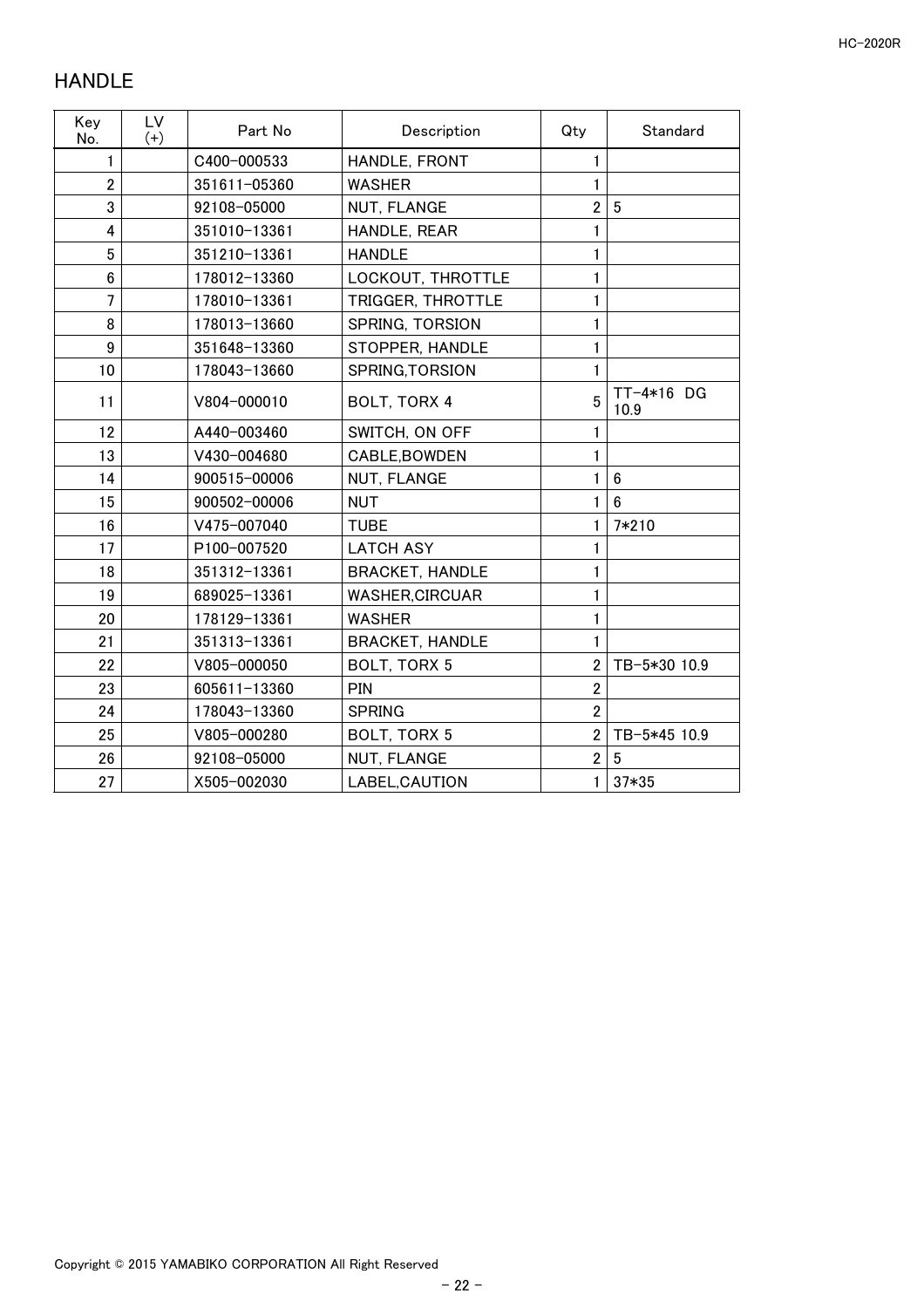# HANDLE

| Key No. | LV (+) | Part No | Description | Qty | Standard |
|---|---|---|---|---|---|
| 1 | | C400-000533 | HANDLE, FRONT | 1 | |
| 2 | | 351611-05360 | WASHER | 1 | |
| 3 | | 92108-05000 | NUT, FLANGE | 2 | 5 |
| 4 | | 351010-13361 | HANDLE, REAR | 1 | |
| 5 | | 351210-13361 | HANDLE | 1 | |
| 6 | | 178012-13360 | LOCKOUT, THROTTLE | 1 | |
| 7 | | 178010-13361 | TRIGGER, THROTTLE | 1 | |
| 8 | | 178013-13660 | SPRING, TORSION | 1 | |
| 9 | | 351648-13360 | STOPPER, HANDLE | 1 | |
| 10 | | 178043-13660 | SPRING,TORSION | 1 | |
| 11 | | V804-000010 | BOLT, TORX 4 | 5 | TT-4*16 DG 10.9 |
| 12 | | A440-003460 | SWITCH, ON OFF | 1 | |
| 13 | | V430-004680 | CABLE,BOWDEN | 1 | |
| 14 | | 900515-00006 | NUT, FLANGE | 1 | 6 |
| 15 | | 900502-00006 | NUT | 1 | 6 |
| 16 | | V475-007040 | TUBE | 1 | 7*210 |
| 17 | | P100-007520 | LATCH ASY | 1 | |
| 18 | | 351312-13361 | BRACKET, HANDLE | 1 | |
| 19 | | 689025-13361 | WASHER,CIRCUAR | 1 | |
| 20 | | 178129-13361 | WASHER | 1 | |
| 21 | | 351313-13361 | BRACKET, HANDLE | 1 | |
| 22 | | V805-000050 | BOLT, TORX 5 | 2 | TB-5*30 10.9 |
| 23 | | 605611-13360 | PIN | 2 | |
| 24 | | 178043-13360 | SPRING | 2 | |
| 25 | | V805-000280 | BOLT, TORX 5 | 2 | TB-5*45 10.9 |
| 26 | | 92108-05000 | NUT, FLANGE | 2 | 5 |
| 27 | | X505-002030 | LABEL,CAUTION | 1 | 37*35 |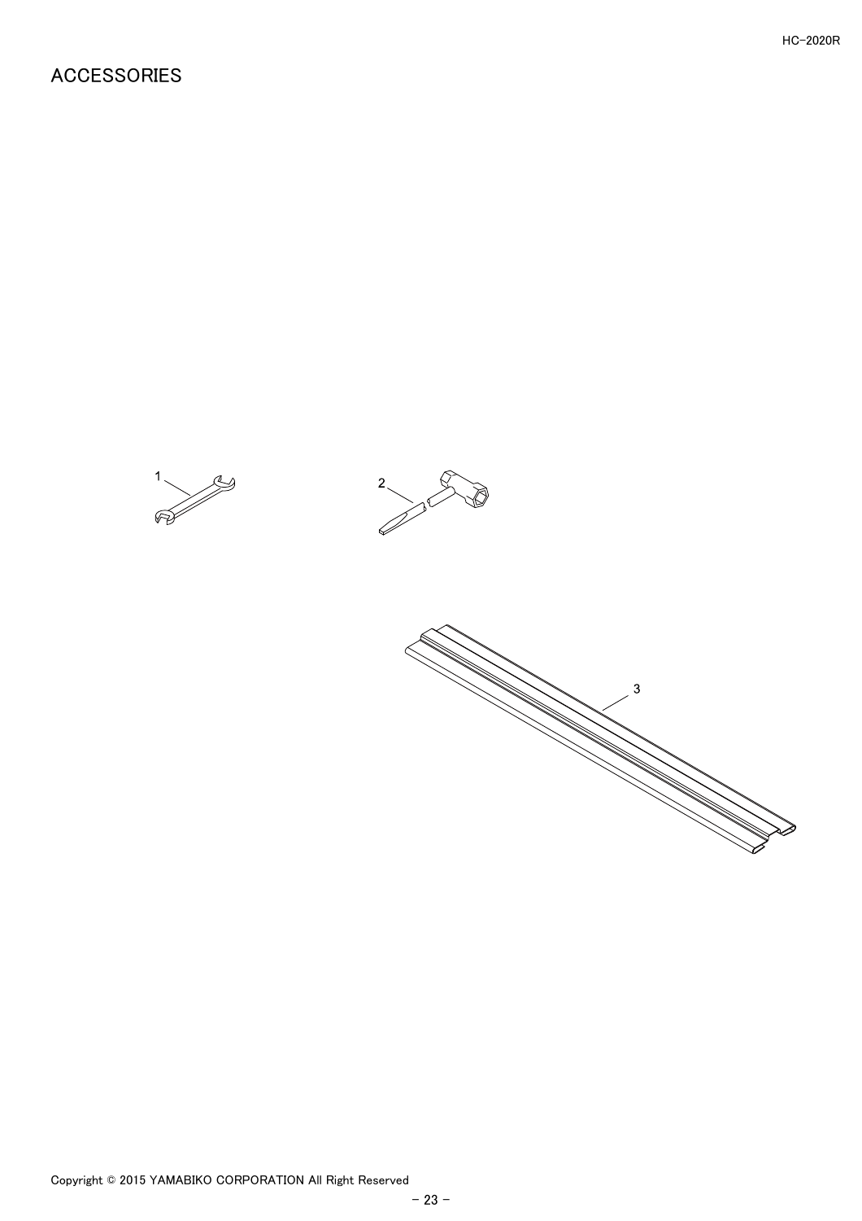# ACCESSORIES

1

2

3

Copyright © 2015 YAMABIKO CORPORATION All Right Reserved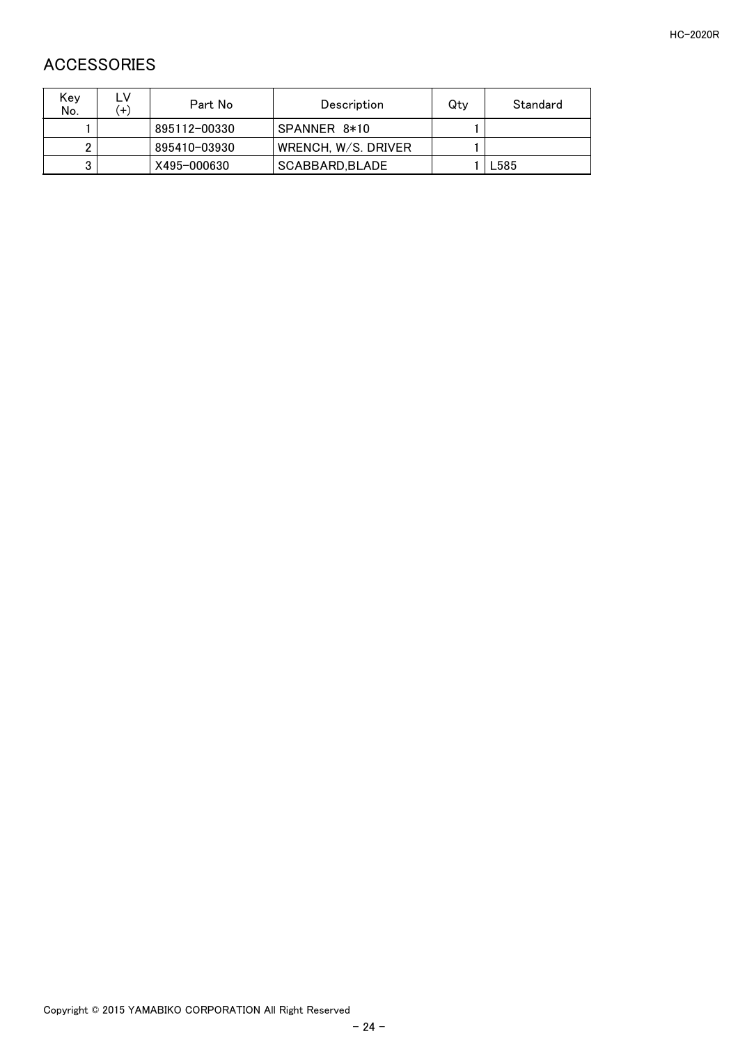## ACCESSORIES

| Key No. | LV (+) | Part No | Description | Qty | Standard |
|---|---|---|---|---|---|
| 1 | | 895112-00330 | SPANNER 8*10 | 1 | |
| 2 | | 895410-03930 | WRENCH, W/S. DRIVER | 1 | |
| 3 | | X495-000630 | SCABBARD,BLADE | 1 | L585 |

Copyright © 2015 YAMABIKO CORPORATION All Right Reserved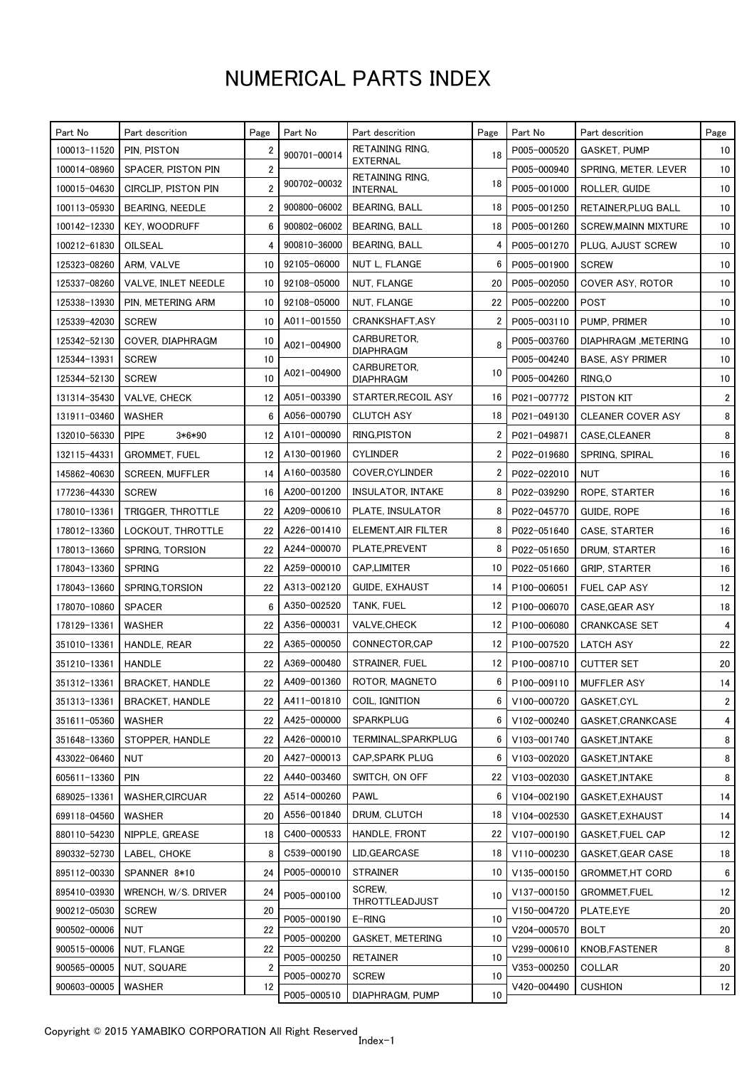# NUMERICAL PARTS INDEX

| Part No | Part descrition | Page | Part No | Part descrition | Page | Part No | Part descrition | Page |
|---|---|---|---|---|---|---|---|---|
| 100013-11520 | PIN, PISTON | 2 | 900701-00014 | RETAINING RING, EXTERNAL | 18 | P005-000520 | GASKET, PUMP | 10 |
| 100014-08960 | SPACER, PISTON PIN | 2 | 900702-00032 | RETAINING RING, INTERNAL | 18 | P005-000940 | SPRING, METER. LEVER | 10 |
| 100015-04630 | CIRCLIP, PISTON PIN | 2 | | | | P005-001000 | ROLLER, GUIDE | 10 |
| 100113-05930 | BEARING, NEEDLE | 2 | 900800-06002 | BEARING, BALL | 18 | P005-001250 | RETAINER,PLUG BALL | 10 |
| 100142-12330 | KEY, WOODRUFF | 6 | 900802-06002 | BEARING, BALL | 18 | P005-001260 | SCREW,MAINN MIXTURE | 10 |
| 100212-61830 | OILSEAL | 4 | 900810-36000 | BEARING, BALL | 4 | P005-001270 | PLUG, AJUST SCREW | 10 |
| 125323-08260 | ARM, VALVE | 10 | 92105-06000 | NUT L, FLANGE | 6 | P005-001900 | SCREW | 10 |
| 125337-08260 | VALVE, INLET NEEDLE | 10 | 92108-05000 | NUT, FLANGE | 20 | P005-002050 | COVER ASY, ROTOR | 10 |
| 125338-13930 | PIN, METERING ARM | 10 | 92108-05000 | NUT, FLANGE | 22 | P005-002200 | POST | 10 |
| 125339-42030 | SCREW | 10 | A011-001550 | CRANKSHAFT,ASY | 2 | P005-003110 | PUMP, PRIMER | 10 |
| 125342-52130 | COVER, DIAPHRAGM | 10 | A021-004900 | CARBURETOR, DIAPHRAGM | 8 | P005-003760 | DIAPHRAGM ,METERING | 10 |
| 125344-13931 | SCREW | 10 | A021-004900 | CARBURETOR, DIAPHRAGM | 10 | P005-004240 | BASE, ASY PRIMER | 10 |
| 125344-52130 | SCREW | 10 | | | | P005-004260 | RING,O | 10 |
| 131314-35430 | VALVE, CHECK | 12 | A051-003390 | STARTER,RECOIL ASY | 16 | P021-007772 | PISTON KIT | 2 |
| 131911-03460 | WASHER | 6 | A056-000790 | CLUTCH ASY | 18 | P021-049130 | CLEANER COVER ASY | 8 |
| 132010-56330 | PIPE 3*6*90 | 12 | A101-000090 | RING,PISTON | 2 | P021-049871 | CASE,CLEANER | 8 |
| 132115-44331 | GROMMET, FUEL | 12 | A130-001960 | CYLINDER | 2 | P022-019680 | SPRING, SPIRAL | 16 |
| 145862-40630 | SCREEN, MUFFLER | 14 | A160-003580 | COVER,CYLINDER | 2 | P022-022010 | NUT | 16 |
| 177236-44330 | SCREW | 16 | A200-001200 | INSULATOR, INTAKE | 8 | P022-039290 | ROPE, STARTER | 16 |
| 178010-13361 | TRIGGER, THROTTLE | 22 | A209-000610 | PLATE, INSULATOR | 8 | P022-045770 | GUIDE, ROPE | 16 |
| 178012-13360 | LOCKOUT, THROTTLE | 22 | A226-001410 | ELEMENT,AIR FILTER | 8 | P022-051640 | CASE, STARTER | 16 |
| 178013-13660 | SPRING, TORSION | 22 | A244-000070 | PLATE,PREVENT | 8 | P022-051650 | DRUM, STARTER | 16 |
| 178043-13360 | SPRING | 22 | A259-000010 | CAP,LIMITER | 10 | P022-051660 | GRIP, STARTER | 16 |
| 178043-13660 | SPRING,TORSION | 22 | A313-002120 | GUIDE, EXHAUST | 14 | P100-006051 | FUEL CAP ASY | 12 |
| 178070-10860 | SPACER | 6 | A350-002520 | TANK, FUEL | 12 | P100-006070 | CASE,GEAR ASY | 18 |
| 178129-13361 | WASHER | 22 | A356-000031 | VALVE,CHECK | 12 | P100-006080 | CRANKCASE SET | 4 |
| 351010-13361 | HANDLE, REAR | 22 | A365-000050 | CONNECTOR,CAP | 12 | P100-007520 | LATCH ASY | 22 |
| 351210-13361 | HANDLE | 22 | A369-000480 | STRAINER, FUEL | 12 | P100-008710 | CUTTER SET | 20 |
| 351312-13361 | BRACKET, HANDLE | 22 | A409-001360 | ROTOR, MAGNETO | 6 | P100-009110 | MUFFLER ASY | 14 |
| 351313-13361 | BRACKET, HANDLE | 22 | A411-001810 | COIL, IGNITION | 6 | V100-000720 | GASKET,CYL | 2 |
| 351611-05360 | WASHER | 22 | A425-000000 | SPARKPLUG | 6 | V102-000240 | GASKET,CRANKCASE | 4 |
| 351648-13360 | STOPPER, HANDLE | 22 | A426-000010 | TERMINAL,SPARKPLUG | 6 | V103-001740 | GASKET,INTAKE | 8 |
| 433022-06460 | NUT | 20 | A427-000013 | CAP,SPARK PLUG | 6 | V103-002020 | GASKET,INTAKE | 8 |
| 605611-13360 | PIN | 22 | A440-003460 | SWITCH, ON OFF | 22 | V103-002030 | GASKET,INTAKE | 8 |
| 689025-13361 | WASHER,CIRCUAR | 22 | A514-000260 | PAWL | 6 | V104-002190 | GASKET,EXHAUST | 14 |
| 699118-04560 | WASHER | 20 | A556-001840 | DRUM, CLUTCH | 18 | V104-002530 | GASKET,EXHAUST | 14 |
| 880110-54230 | NIPPLE, GREASE | 18 | C400-000533 | HANDLE, FRONT | 22 | V107-000190 | GASKET,FUEL CAP | 12 |
| 890332-52730 | LABEL, CHOKE | 8 | C539-000190 | LID,GEARCASE | 18 | V110-000230 | GASKET,GEAR CASE | 18 |
| 895112-00330 | SPANNER 8*10 | 24 | P005-000010 | STRAINER | 10 | V135-000150 | GROMMET,HT CORD | 6 |
| 895410-03930 | WRENCH, W/S. DRIVER | 24 | P005-000100 | SCREW, THROTTLEADJUST | 10 | V137-000150 | GROMMET,FUEL | 12 |
| 900212-05030 | SCREW | 20 | P005-000190 | E-RING | 10 | V150-004720 | PLATE,EYE | 20 |
| 900502-00006 | NUT | 22 | P005-000200 | GASKET, METERING | 10 | V204-000570 | BOLT | 20 |
| 900515-00006 | NUT, FLANGE | 22 | P005-000250 | RETAINER | 10 | V299-000610 | KNOB,FASTENER | 8 |
| 900565-00005 | NUT, SQUARE | 2 | P005-000270 | SCREW | 10 | V353-000250 | COLLAR | 20 |
| 900603-00005 | WASHER | 12 | P005-000510 | DIAPHRAGM, PUMP | 10 | V420-004490 | CUSHION | 12 |

Copyright © 2015 YAMABIKO CORPORATION All Right Reserved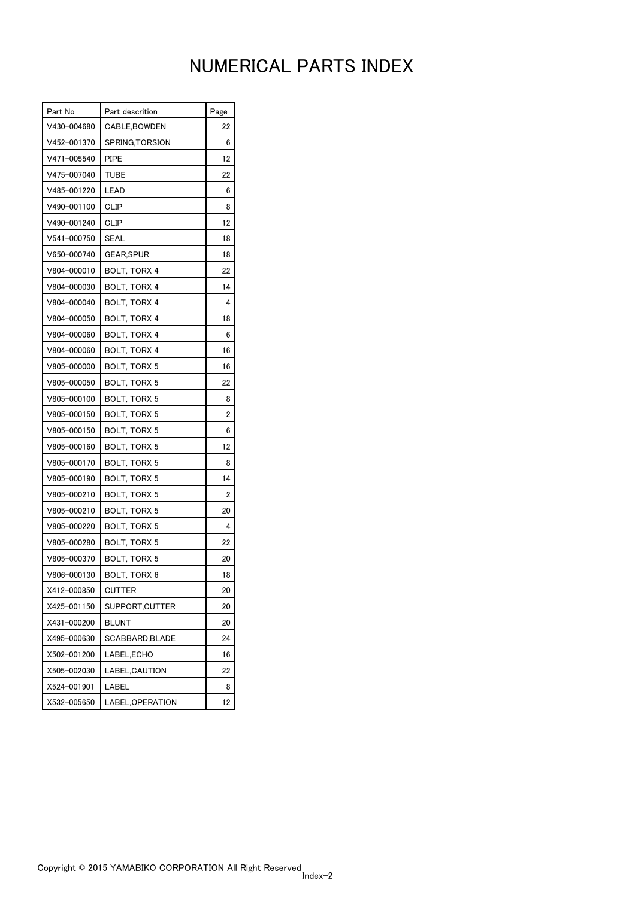# NUMERICAL PARTS INDEX

| Part No | Part descrition | Page |
|---|---|---|
| V430-004680 | CABLE,BOWDEN | 22 |
| V452-001370 | SPRING,TORSION | 6 |
| V471-005540 | PIPE | 12 |
| V475-007040 | TUBE | 22 |
| V485-001220 | LEAD | 6 |
| V490-001100 | CLIP | 8 |
| V490-001240 | CLIP | 12 |
| V541-000750 | SEAL | 18 |
| V650-000740 | GEAR,SPUR | 18 |
| V804-000010 | BOLT, TORX 4 | 22 |
| V804-000030 | BOLT, TORX 4 | 14 |
| V804-000040 | BOLT, TORX 4 | 4 |
| V804-000050 | BOLT, TORX 4 | 18 |
| V804-000060 | BOLT, TORX 4 | 6 |
| V804-000060 | BOLT, TORX 4 | 16 |
| V805-000000 | BOLT, TORX 5 | 16 |
| V805-000050 | BOLT, TORX 5 | 22 |
| V805-000100 | BOLT, TORX 5 | 8 |
| V805-000150 | BOLT, TORX 5 | 2 |
| V805-000150 | BOLT, TORX 5 | 6 |
| V805-000160 | BOLT, TORX 5 | 12 |
| V805-000170 | BOLT, TORX 5 | 8 |
| V805-000190 | BOLT, TORX 5 | 14 |
| V805-000210 | BOLT, TORX 5 | 2 |
| V805-000210 | BOLT, TORX 5 | 20 |
| V805-000220 | BOLT, TORX 5 | 4 |
| V805-000280 | BOLT, TORX 5 | 22 |
| V805-000370 | BOLT, TORX 5 | 20 |
| V806-000130 | BOLT, TORX 6 | 18 |
| X412-000850 | CUTTER | 20 |
| X425-001150 | SUPPORT,CUTTER | 20 |
| X431-000200 | BLUNT | 20 |
| X495-000630 | SCABBARD,BLADE | 24 |
| X502-001200 | LABEL,ECHO | 16 |
| X505-002030 | LABEL,CAUTION | 22 |
| X524-001901 | LABEL | 8 |
| X532-005650 | LABEL,OPERATION | 12 |

Copyright © 2015 YAMABIKO CORPORATION All Right Reserved